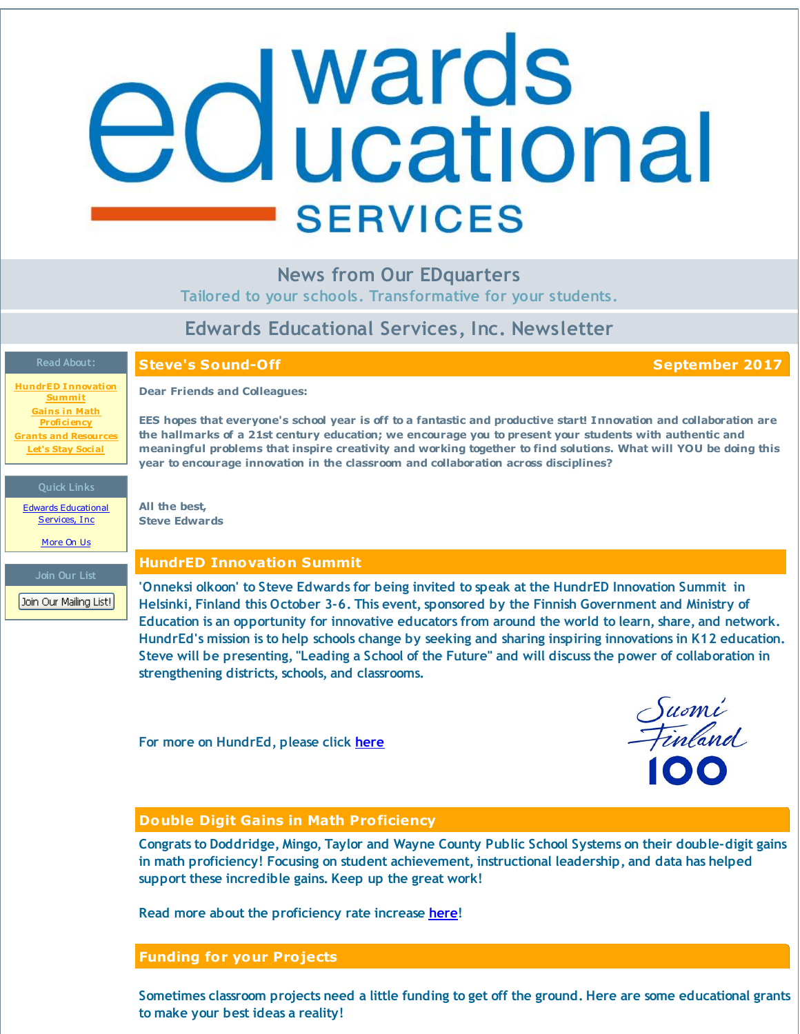# Edwards Educational SERVICES

## News from Our EDquarters

Tailored to your schools. Transformative for your students.

## Edwards Educational Services, Inc. Newsletter

**Read About:**

- HundrED Innovation Summit
- Gains in Math Proficiency
- Grants and Resources
- Let's Stay Social

**Quick Links**

- Edwards Educational Services, Inc
- More On Us

**Join Our List**

Join Our Mailing List!

## Steve's Sound-Off — September 2017

**Dear Friends and Colleagues:**

**EES hopes that everyone's school year is off to a fantastic and productive start! Innovation and collaboration are the hallmarks of a 21st century education; we encourage you to present your students with authentic and meaningful problems that inspire creativity and working together to find solutions. What will YOU be doing this year to encourage innovation in the classroom and collaboration across disciplines?**

**All the best,**
**Steve Edwards**

## HundrED Innovation Summit

'Onneksi olkoon' to Steve Edwards for being invited to speak at the HundrED Innovation Summit in Helsinki, Finland this October 3-6. This event, sponsored by the Finnish Government and Ministry of Education is an opportunity for innovative educators from around the world to learn, share, and network. HundrEd's mission is to help schools change by seeking and sharing inspiring innovations in K12 education. Steve will be presenting, "Leading a School of the Future" and will discuss the power of collaboration in strengthening districts, schools, and classrooms.

For more on HundrEd, please click here

Suomi Finland 100

## Double Digit Gains in Math Proficiency

Congrats to Doddridge, Mingo, Taylor and Wayne County Public School Systems on their double-digit gains in math proficiency! Focusing on student achievement, instructional leadership, and data has helped support these incredible gains. Keep up the great work!

Read more about the proficiency rate increase here!

## Funding for your Projects

Sometimes classroom projects need a little funding to get off the ground. Here are some educational grants to make your best ideas a reality!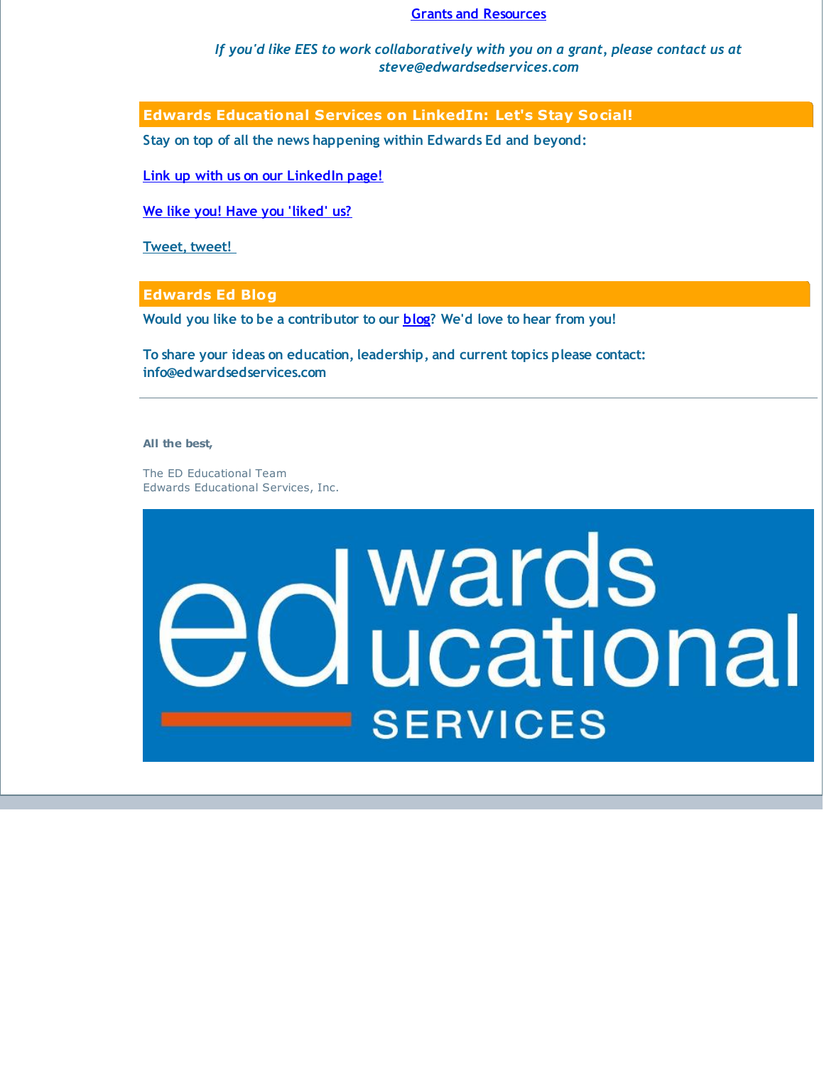Grants and Resources

*If you'd like EES to work collaboratively with you on a grant, please contact us at steve@edwardsedservices.com*

## Edwards Educational Services on LinkedIn: Let's Stay Social!

Stay on top of all the news happening within Edwards Ed and beyond:

Link up with us on our LinkedIn page!

We like you! Have you 'liked' us?

Tweet, tweet!

## Edwards Ed Blog

Would you like to be a contributor to our blog? We'd love to hear from you!

To share your ideas on education, leadership, and current topics please contact: info@edwardsedservices.com

---

**All the best,**

The ED Educational Team
Edwards Educational Services, Inc.

edwards educational SERVICES